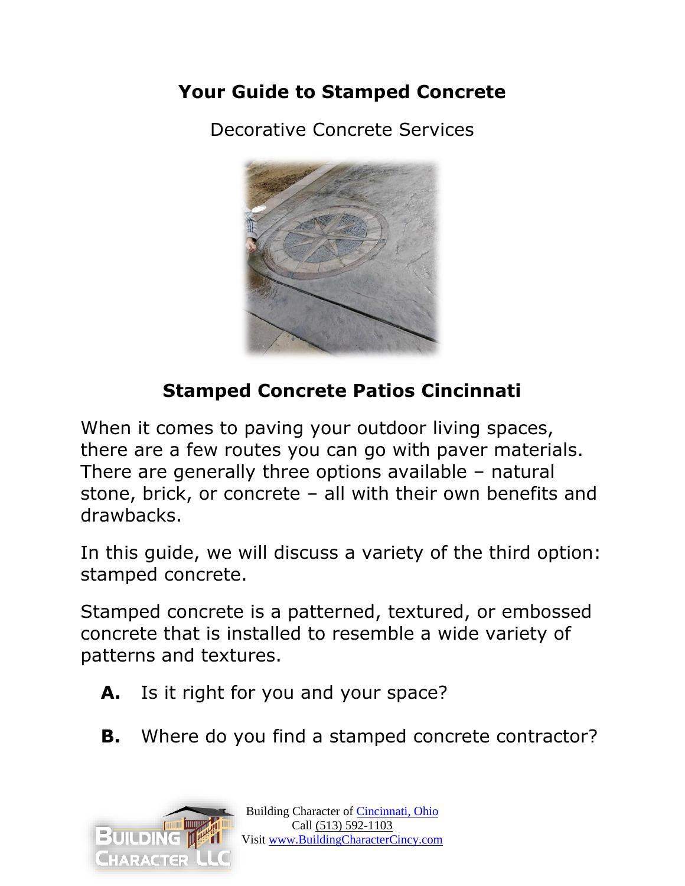# Your Guide to Stamped Concrete

Decorative Concrete Services

## Stamped Concrete Patios Cincinnati

When it comes to paving your outdoor living spaces, there are a few routes you can go with paver materials. There are generally three options available – natural stone, brick, or concrete – all with their own benefits and drawbacks.

In this guide, we will discuss a variety of the third option: stamped concrete.

Stamped concrete is a patterned, textured, or embossed concrete that is installed to resemble a wide variety of patterns and textures.

**A.** Is it right for you and your space?

**B.** Where do you find a stamped concrete contractor?

Building Character of Cincinnati, Ohio
Call (513) 592-1103
Visit www.BuildingCharacterCincy.com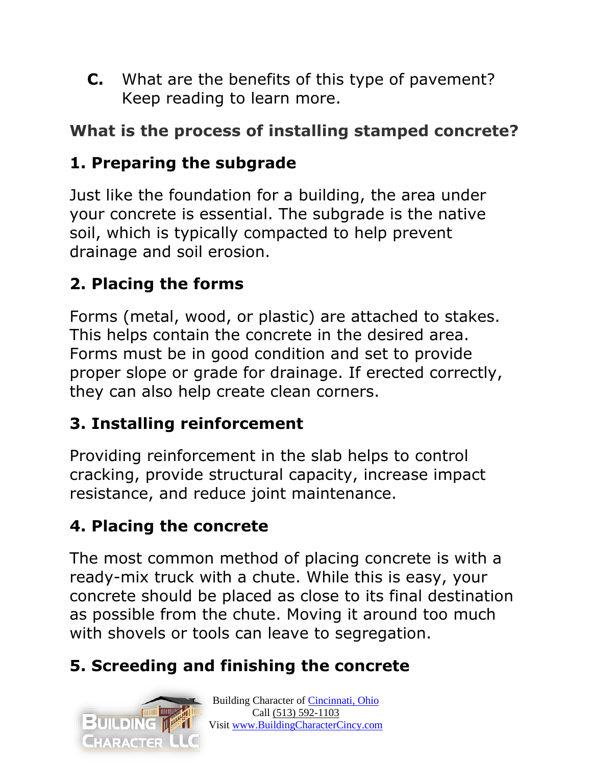C. What are the benefits of this type of pavement? Keep reading to learn more.

## What is the process of installing stamped concrete?

### 1. Preparing the subgrade

Just like the foundation for a building, the area under your concrete is essential. The subgrade is the native soil, which is typically compacted to help prevent drainage and soil erosion.

### 2. Placing the forms

Forms (metal, wood, or plastic) are attached to stakes. This helps contain the concrete in the desired area. Forms must be in good condition and set to provide proper slope or grade for drainage. If erected correctly, they can also help create clean corners.

### 3. Installing reinforcement

Providing reinforcement in the slab helps to control cracking, provide structural capacity, increase impact resistance, and reduce joint maintenance.

### 4. Placing the concrete

The most common method of placing concrete is with a ready-mix truck with a chute. While this is easy, your concrete should be placed as close to its final destination as possible from the chute. Moving it around too much with shovels or tools can leave to segregation.

### 5. Screeding and finishing the concrete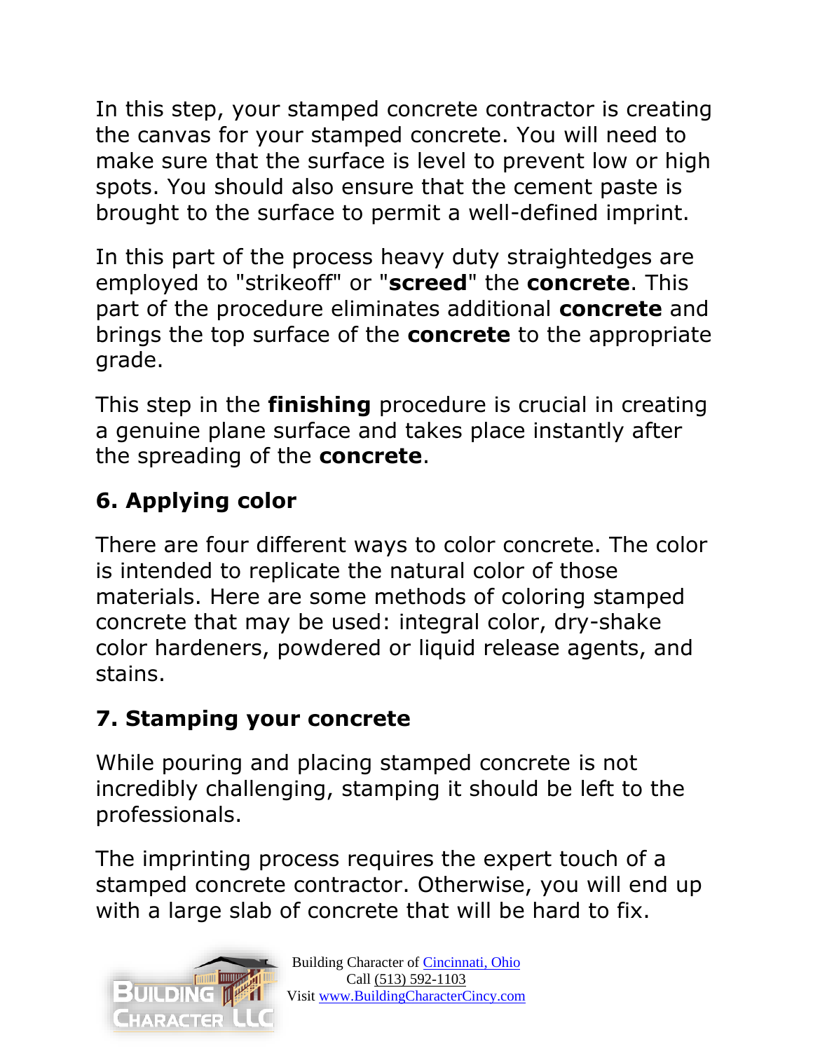In this step, your stamped concrete contractor is creating the canvas for your stamped concrete. You will need to make sure that the surface is level to prevent low or high spots. You should also ensure that the cement paste is brought to the surface to permit a well-defined imprint.

In this part of the process heavy duty straightedges are employed to "strikeoff" or "**screed**" the **concrete**. This part of the procedure eliminates additional **concrete** and brings the top surface of the **concrete** to the appropriate grade.

This step in the **finishing** procedure is crucial in creating a genuine plane surface and takes place instantly after the spreading of the **concrete**.

## 6. Applying color

There are four different ways to color concrete. The color is intended to replicate the natural color of those materials. Here are some methods of coloring stamped concrete that may be used: integral color, dry-shake color hardeners, powdered or liquid release agents, and stains.

## 7. Stamping your concrete

While pouring and placing stamped concrete is not incredibly challenging, stamping it should be left to the professionals.

The imprinting process requires the expert touch of a stamped concrete contractor. Otherwise, you will end up with a large slab of concrete that will be hard to fix.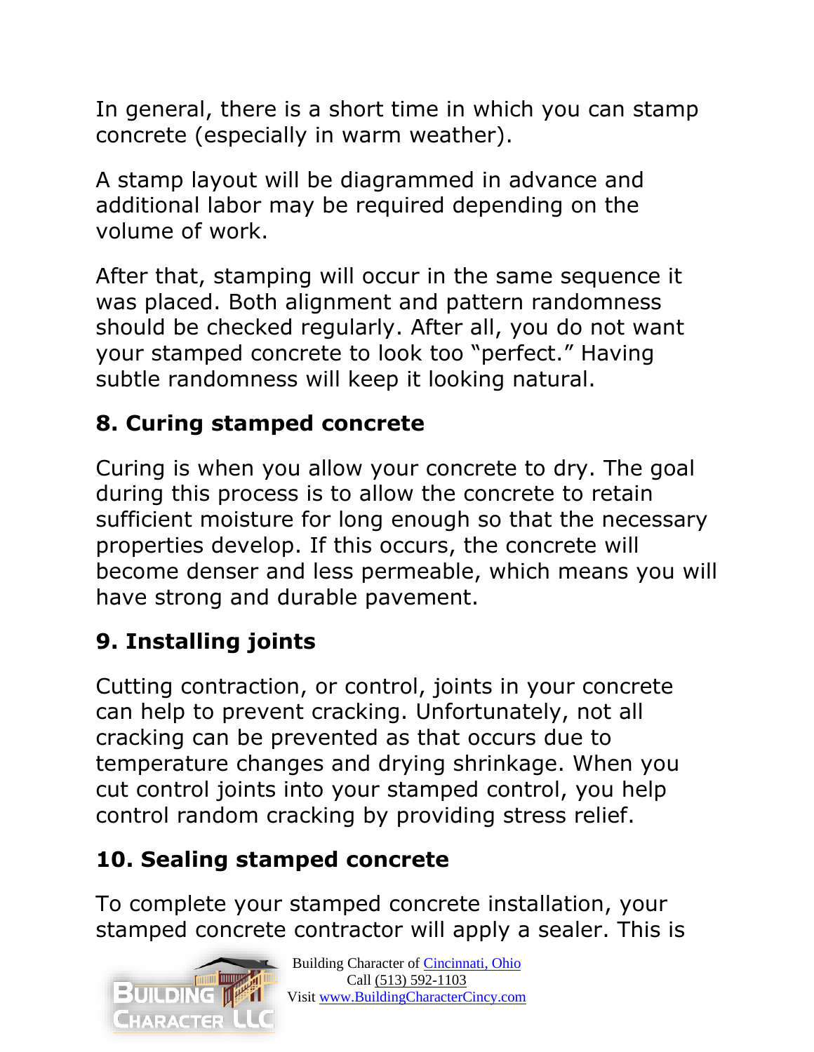In general, there is a short time in which you can stamp concrete (especially in warm weather).

A stamp layout will be diagrammed in advance and additional labor may be required depending on the volume of work.

After that, stamping will occur in the same sequence it was placed. Both alignment and pattern randomness should be checked regularly. After all, you do not want your stamped concrete to look too "perfect." Having subtle randomness will keep it looking natural.

### 8. Curing stamped concrete

Curing is when you allow your concrete to dry. The goal during this process is to allow the concrete to retain sufficient moisture for long enough so that the necessary properties develop. If this occurs, the concrete will become denser and less permeable, which means you will have strong and durable pavement.

### 9. Installing joints

Cutting contraction, or control, joints in your concrete can help to prevent cracking. Unfortunately, not all cracking can be prevented as that occurs due to temperature changes and drying shrinkage. When you cut control joints into your stamped control, you help control random cracking by providing stress relief.

### 10. Sealing stamped concrete

To complete your stamped concrete installation, your stamped concrete contractor will apply a sealer. This is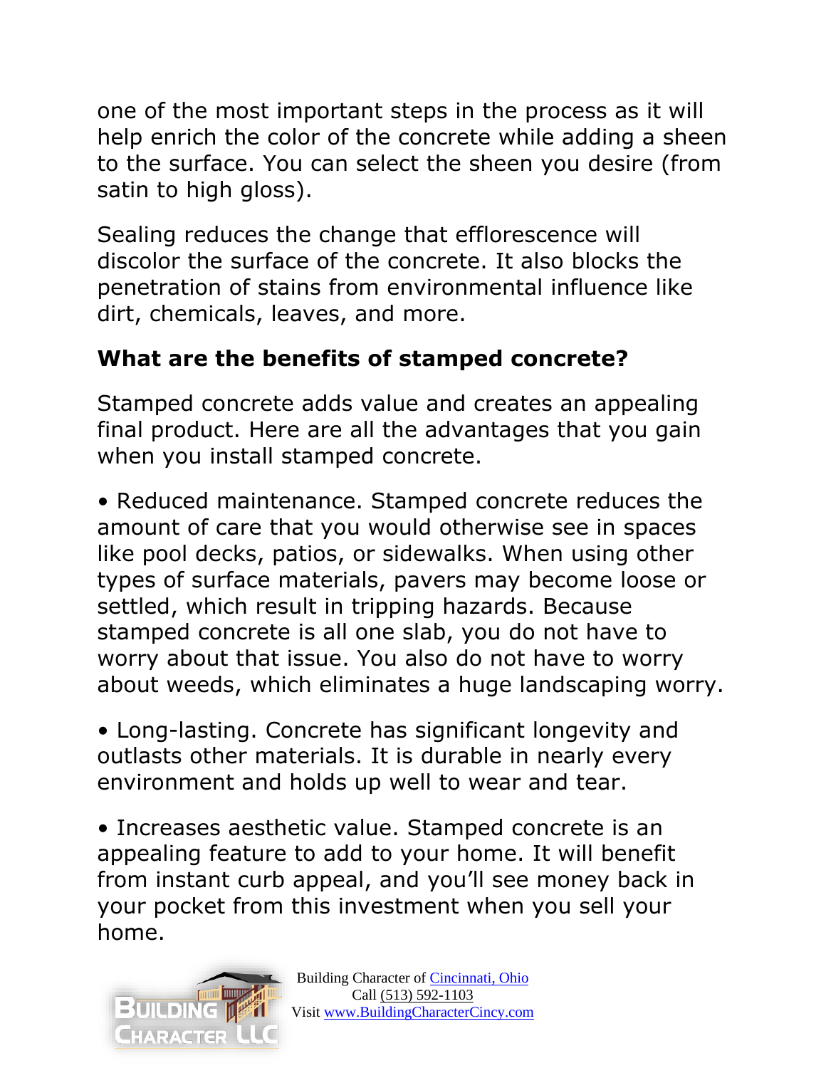one of the most important steps in the process as it will help enrich the color of the concrete while adding a sheen to the surface. You can select the sheen you desire (from satin to high gloss).

Sealing reduces the change that efflorescence will discolor the surface of the concrete. It also blocks the penetration of stains from environmental influence like dirt, chemicals, leaves, and more.

## What are the benefits of stamped concrete?

Stamped concrete adds value and creates an appealing final product. Here are all the advantages that you gain when you install stamped concrete.

- Reduced maintenance. Stamped concrete reduces the amount of care that you would otherwise see in spaces like pool decks, patios, or sidewalks. When using other types of surface materials, pavers may become loose or settled, which result in tripping hazards. Because stamped concrete is all one slab, you do not have to worry about that issue. You also do not have to worry about weeds, which eliminates a huge landscaping worry.

- Long-lasting. Concrete has significant longevity and outlasts other materials. It is durable in nearly every environment and holds up well to wear and tear.

- Increases aesthetic value. Stamped concrete is an appealing feature to add to your home. It will benefit from instant curb appeal, and you'll see money back in your pocket from this investment when you sell your home.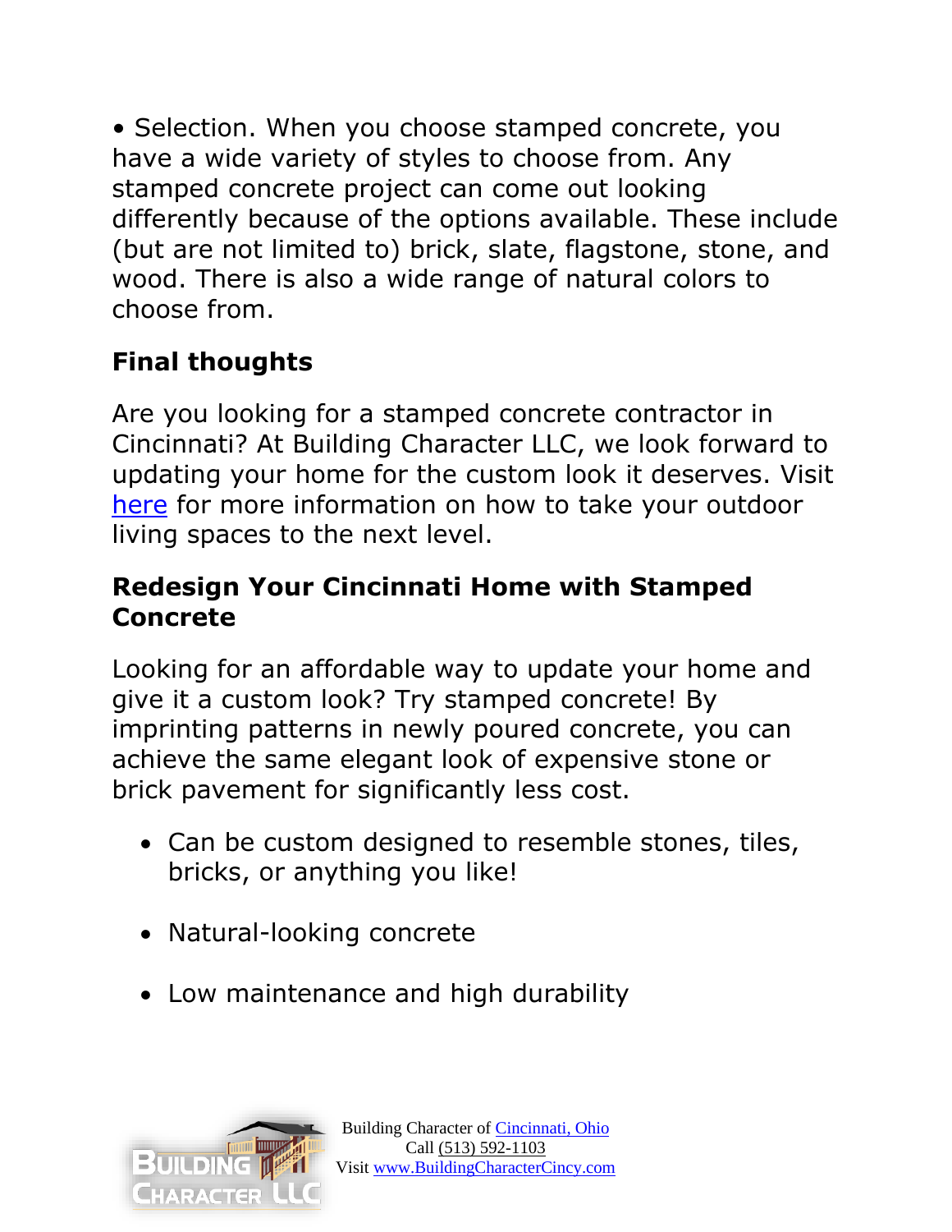• Selection. When you choose stamped concrete, you have a wide variety of styles to choose from. Any stamped concrete project can come out looking differently because of the options available. These include (but are not limited to) brick, slate, flagstone, stone, and wood. There is also a wide range of natural colors to choose from.

## Final thoughts

Are you looking for a stamped concrete contractor in Cincinnati? At Building Character LLC, we look forward to updating your home for the custom look it deserves. Visit [here](#) for more information on how to take your outdoor living spaces to the next level.

## Redesign Your Cincinnati Home with Stamped Concrete

Looking for an affordable way to update your home and give it a custom look? Try stamped concrete! By imprinting patterns in newly poured concrete, you can achieve the same elegant look of expensive stone or brick pavement for significantly less cost.

- Can be custom designed to resemble stones, tiles, bricks, or anything you like!
- Natural-looking concrete
- Low maintenance and high durability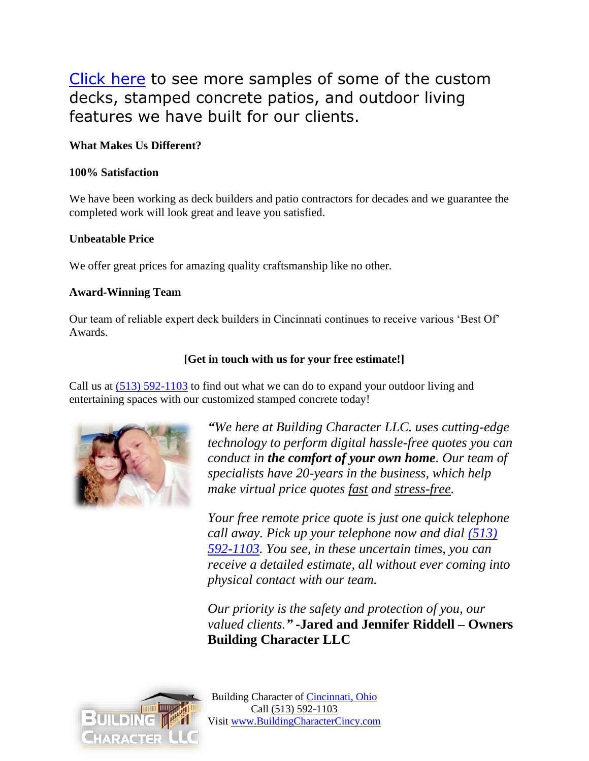Click here to see more samples of some of the custom decks, stamped concrete patios, and outdoor living features we have built for our clients.

**What Makes Us Different?**

**100% Satisfaction**

We have been working as deck builders and patio contractors for decades and we guarantee the completed work will look great and leave you satisfied.

**Unbeatable Price**

We offer great prices for amazing quality craftsmanship like no other.

**Award-Winning Team**

Our team of reliable expert deck builders in Cincinnati continues to receive various 'Best Of' Awards.

**[Get in touch with us for your free estimate!]**

Call us at (513) 592-1103 to find out what we can do to expand your outdoor living and entertaining spaces with our customized stamped concrete today!

*"We here at Building Character LLC. uses cutting-edge technology to perform digital hassle-free quotes you can conduct in **the comfort of your own home**. Our team of specialists have 20-years in the business, which help make virtual price quotes fast and stress-free.*

*Your free remote price quote is just one quick telephone call away. Pick up your telephone now and dial (513) 592-1103. You see, in these uncertain times, you can receive a detailed estimate, all without ever coming into physical contact with our team.*

*Our priority is the safety and protection of you, our valued clients."* **-Jared and Jennifer Riddell – Owners Building Character LLC**

Building Character of Cincinnati, Ohio
Call (513) 592-1103
Visit www.BuildingCharacterCincy.com